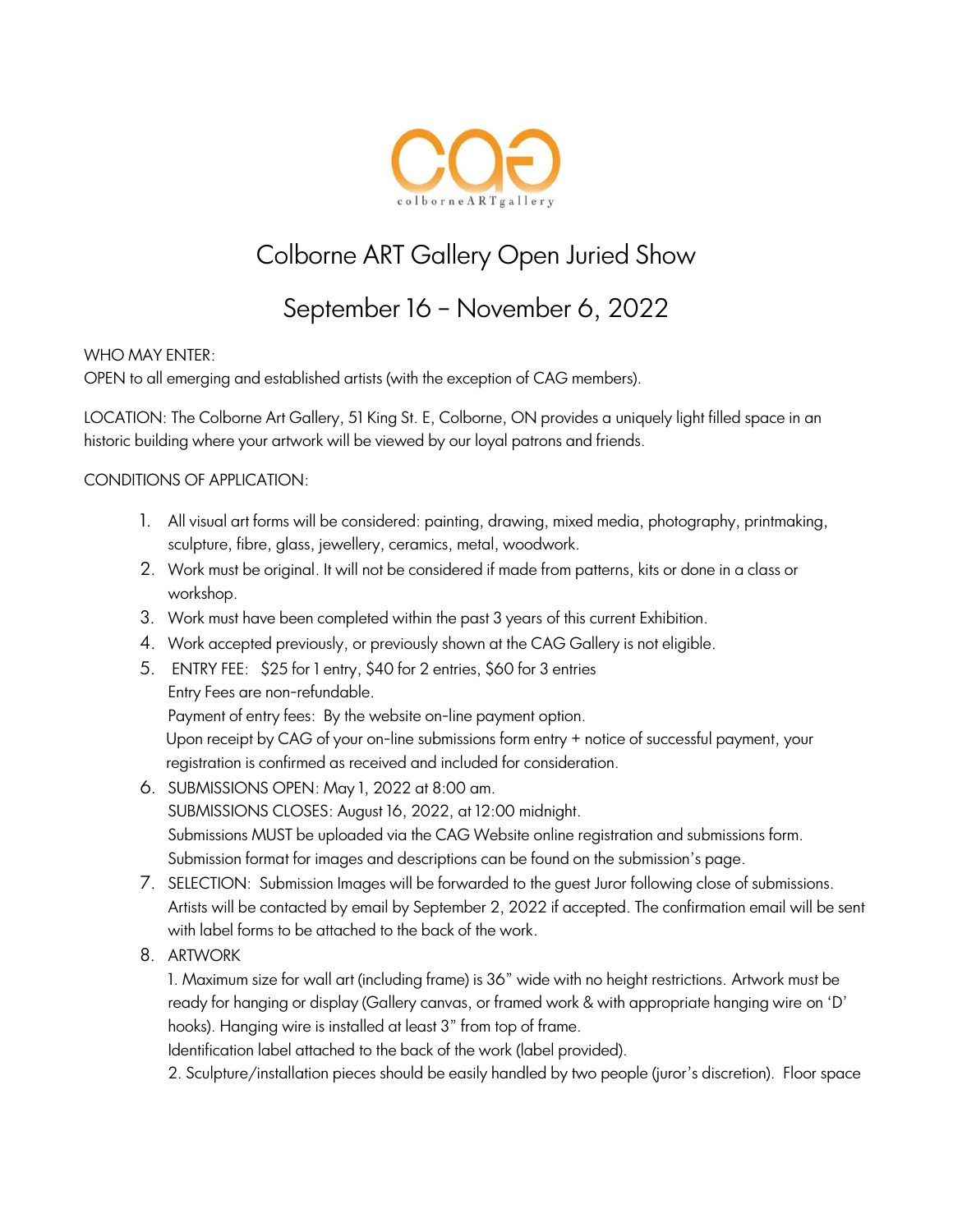# Colborne ART Gallery Open Juried Show

## September 16 – November 6, 2022

WHO MAY ENTER:
OPEN to all emerging and established artists (with the exception of CAG members).

LOCATION: The Colborne Art Gallery, 51 King St. E, Colborne, ON provides a uniquely light filled space in an historic building where your artwork will be viewed by our loyal patrons and friends.

CONDITIONS OF APPLICATION:

1. All visual art forms will be considered: painting, drawing, mixed media, photography, printmaking, sculpture, fibre, glass, jewellery, ceramics, metal, woodwork.
2. Work must be original. It will not be considered if made from patterns, kits or done in a class or workshop.
3. Work must have been completed within the past 3 years of this current Exhibition.
4. Work accepted previously, or previously shown at the CAG Gallery is not eligible.
5. ENTRY FEE: $25 for 1 entry, $40 for 2 entries, $60 for 3 entries
   Entry Fees are non-refundable.
   Payment of entry fees: By the website on-line payment option.
   Upon receipt by CAG of your on-line submissions form entry + notice of successful payment, your registration is confirmed as received and included for consideration.
6. SUBMISSIONS OPEN: May 1, 2022 at 8:00 am.
   SUBMISSIONS CLOSES: August 16, 2022, at 12:00 midnight.
   Submissions MUST be uploaded via the CAG Website online registration and submissions form.
   Submission format for images and descriptions can be found on the submission's page.
7. SELECTION: Submission Images will be forwarded to the guest Juror following close of submissions. Artists will be contacted by email by September 2, 2022 if accepted. The confirmation email will be sent with label forms to be attached to the back of the work.
8. ARTWORK
   1. Maximum size for wall art (including frame) is 36" wide with no height restrictions. Artwork must be ready for hanging or display (Gallery canvas, or framed work & with appropriate hanging wire on 'D' hooks). Hanging wire is installed at least 3" from top of frame.
   Identification label attached to the back of the work (label provided).
   2. Sculpture/installation pieces should be easily handled by two people (juror's discretion). Floor space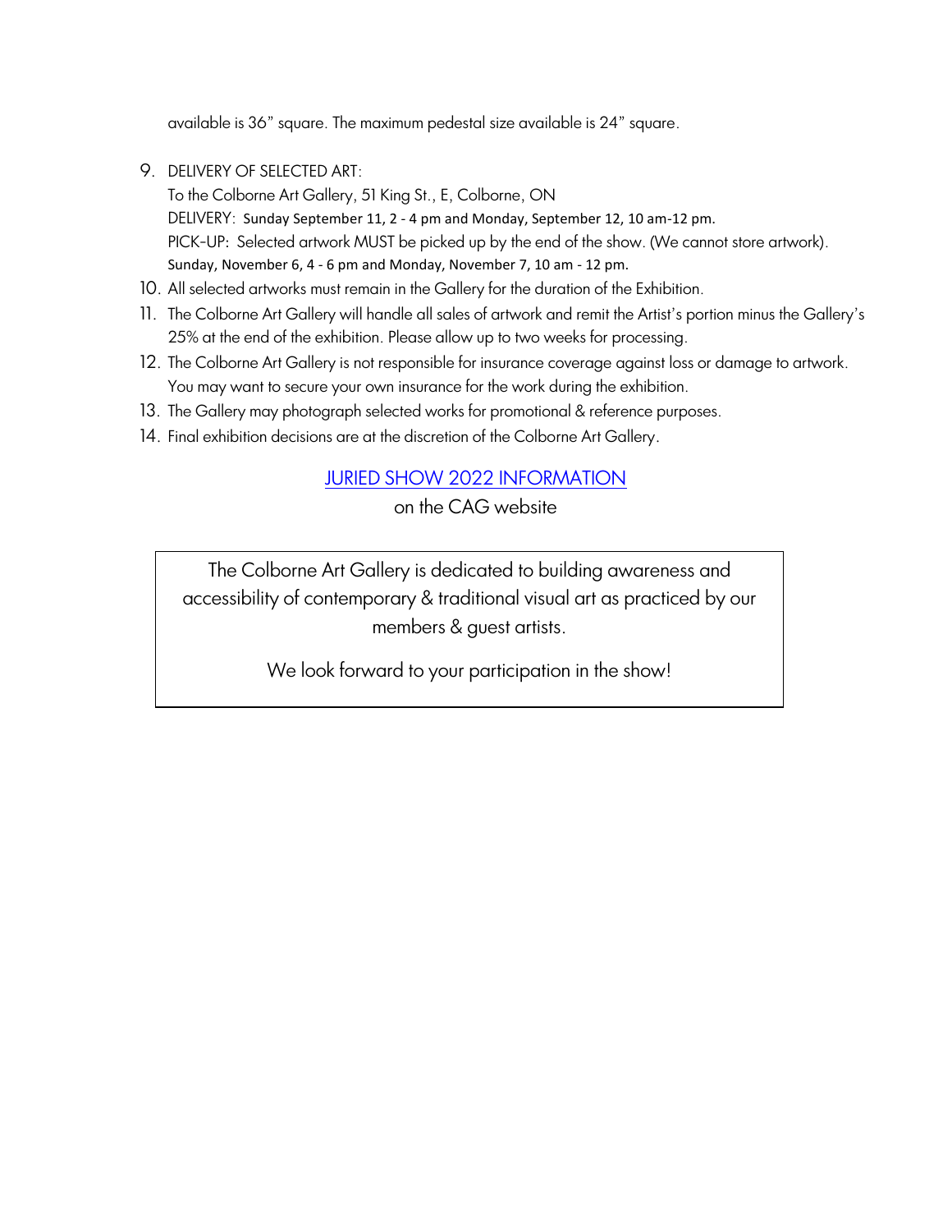available is 36" square. The maximum pedestal size available is 24" square.

9. DELIVERY OF SELECTED ART:
   To the Colborne Art Gallery, 51 King St., E, Colborne, ON
   DELIVERY: Sunday September 11, 2 - 4 pm and Monday, September 12, 10 am-12 pm.
   PICK-UP: Selected artwork MUST be picked up by the end of the show. (We cannot store artwork).
   Sunday, November 6, 4 - 6 pm and Monday, November 7, 10 am - 12 pm.
10. All selected artworks must remain in the Gallery for the duration of the Exhibition.
11. The Colborne Art Gallery will handle all sales of artwork and remit the Artist's portion minus the Gallery's 25% at the end of the exhibition. Please allow up to two weeks for processing.
12. The Colborne Art Gallery is not responsible for insurance coverage against loss or damage to artwork. You may want to secure your own insurance for the work during the exhibition.
13. The Gallery may photograph selected works for promotional & reference purposes.
14. Final exhibition decisions are at the discretion of the Colborne Art Gallery.

JURIED SHOW 2022 INFORMATION
on the CAG website

The Colborne Art Gallery is dedicated to building awareness and accessibility of contemporary & traditional visual art as practiced by our members & guest artists.

We look forward to your participation in the show!